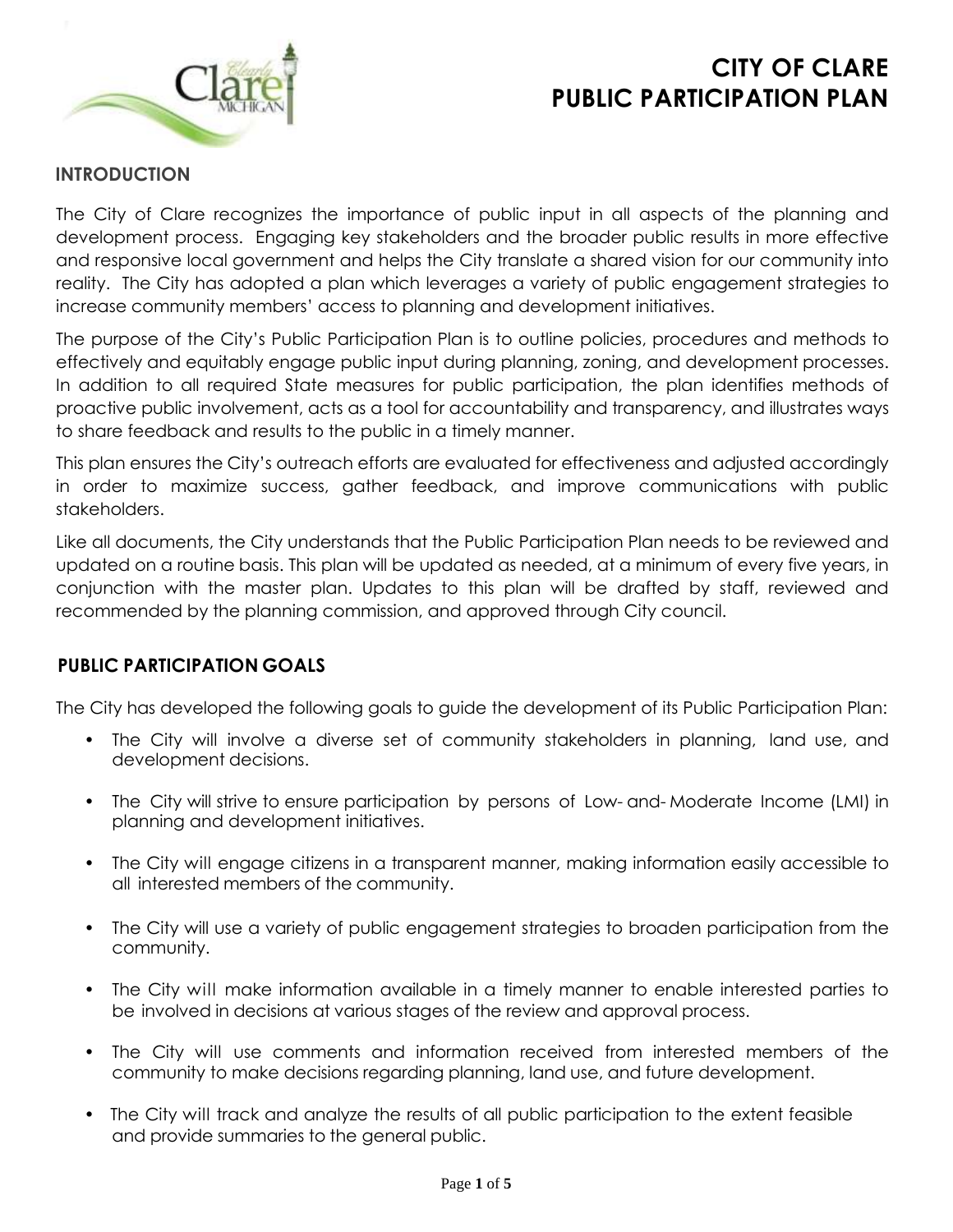# CITY OF CLARE
# PUBLIC PARTICIPATION PLAN

## INTRODUCTION

The City of Clare recognizes the importance of public input in all aspects of the planning and development process. Engaging key stakeholders and the broader public results in more effective and responsive local government and helps the City translate a shared vision for our community into reality. The City has adopted a plan which leverages a variety of public engagement strategies to increase community members' access to planning and development initiatives.

The purpose of the City's Public Participation Plan is to outline policies, procedures and methods to effectively and equitably engage public input during planning, zoning, and development processes. In addition to all required State measures for public participation, the plan identifies methods of proactive public involvement, acts as a tool for accountability and transparency, and illustrates ways to share feedback and results to the public in a timely manner.

This plan ensures the City's outreach efforts are evaluated for effectiveness and adjusted accordingly in order to maximize success, gather feedback, and improve communications with public stakeholders.

Like all documents, the City understands that the Public Participation Plan needs to be reviewed and updated on a routine basis. This plan will be updated as needed, at a minimum of every five years, in conjunction with the master plan. Updates to this plan will be drafted by staff, reviewed and recommended by the planning commission, and approved through City council.

## PUBLIC PARTICIPATION GOALS

The City has developed the following goals to guide the development of its Public Participation Plan:

- The City will involve a diverse set of community stakeholders in planning, land use, and development decisions.
- The City will strive to ensure participation by persons of Low- and- Moderate Income (LMI) in planning and development initiatives.
- The City will engage citizens in a transparent manner, making information easily accessible to all interested members of the community.
- The City will use a variety of public engagement strategies to broaden participation from the community.
- The City will make information available in a timely manner to enable interested parties to be involved in decisions at various stages of the review and approval process.
- The City will use comments and information received from interested members of the community to make decisions regarding planning, land use, and future development.
- The City will track and analyze the results of all public participation to the extent feasible and provide summaries to the general public.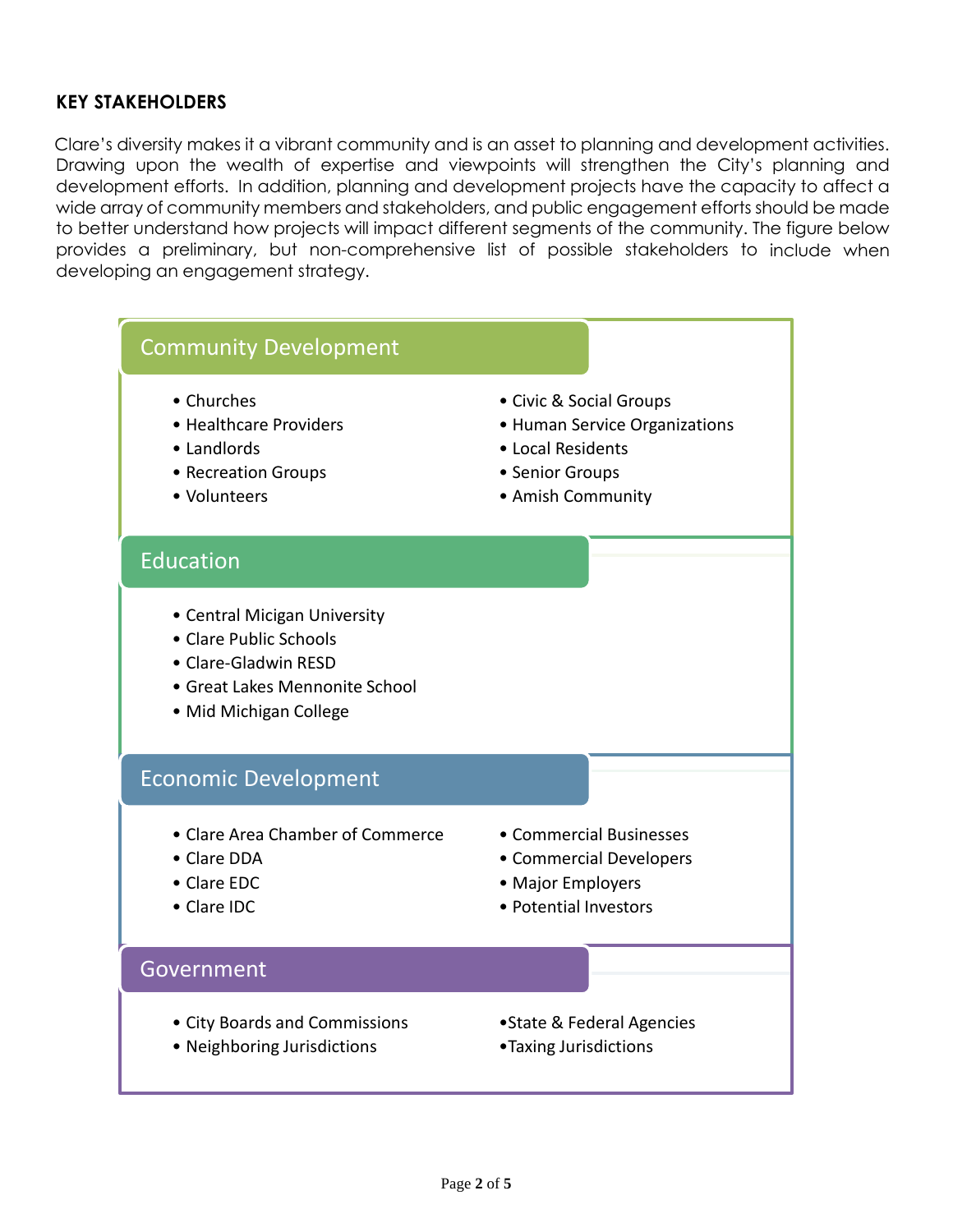## KEY STAKEHOLDERS

Clare's diversity makes it a vibrant community and is an asset to planning and development activities. Drawing upon the wealth of expertise and viewpoints will strengthen the City's planning and development efforts. In addition, planning and development projects have the capacity to affect a wide array of community members and stakeholders, and public engagement efforts should be made to better understand how projects will impact different segments of the community. The figure below provides a preliminary, but non-comprehensive list of possible stakeholders to include when developing an engagement strategy.

### Community Development

- Churches
- Healthcare Providers
- Landlords
- Recreation Groups
- Volunteers
- Civic & Social Groups
- Human Service Organizations
- Local Residents
- Senior Groups
- Amish Community

### Education

- Central Micigan University
- Clare Public Schools
- Clare-Gladwin RESD
- Great Lakes Mennonite School
- Mid Michigan College

### Economic Development

- Clare Area Chamber of Commerce
- Clare DDA
- Clare EDC
- Clare IDC
- Commercial Businesses
- Commercial Developers
- Major Employers
- Potential Investors

### Government

- City Boards and Commissions
- Neighboring Jurisdictions
- State & Federal Agencies
- Taxing Jurisdictions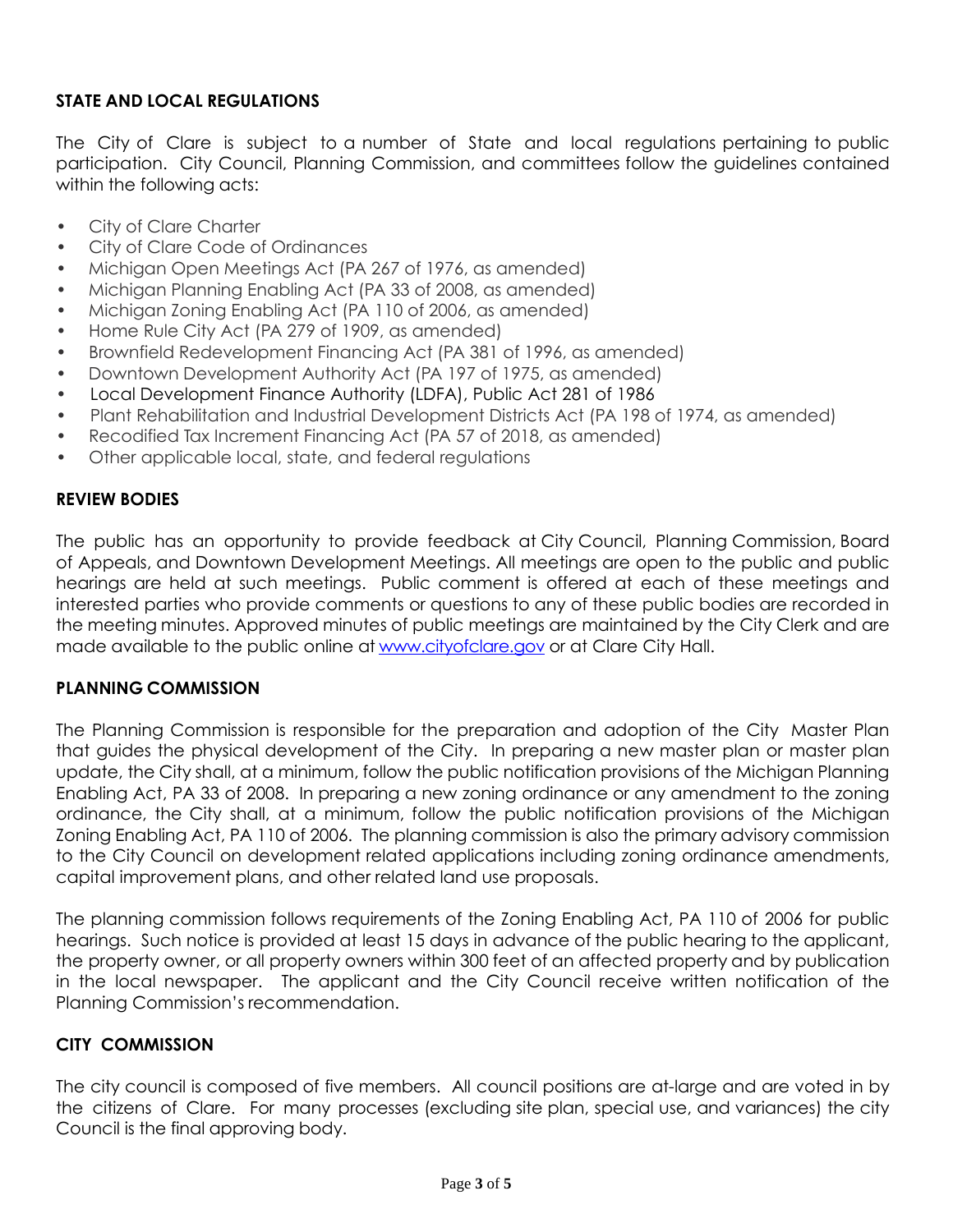## STATE AND LOCAL REGULATIONS

The City of Clare is subject to a number of State and local regulations pertaining to public participation. City Council, Planning Commission, and committees follow the guidelines contained within the following acts:

- City of Clare Charter
- City of Clare Code of Ordinances
- Michigan Open Meetings Act (PA 267 of 1976, as amended)
- Michigan Planning Enabling Act (PA 33 of 2008, as amended)
- Michigan Zoning Enabling Act (PA 110 of 2006, as amended)
- Home Rule City Act (PA 279 of 1909, as amended)
- Brownfield Redevelopment Financing Act (PA 381 of 1996, as amended)
- Downtown Development Authority Act (PA 197 of 1975, as amended)
- Local Development Finance Authority (LDFA), Public Act 281 of 1986
- Plant Rehabilitation and Industrial Development Districts Act (PA 198 of 1974, as amended)
- Recodified Tax Increment Financing Act (PA 57 of 2018, as amended)
- Other applicable local, state, and federal regulations

## REVIEW BODIES

The public has an opportunity to provide feedback at City Council, Planning Commission, Board of Appeals, and Downtown Development Meetings. All meetings are open to the public and public hearings are held at such meetings. Public comment is offered at each of these meetings and interested parties who provide comments or questions to any of these public bodies are recorded in the meeting minutes. Approved minutes of public meetings are maintained by the City Clerk and are made available to the public online at [www.cityofclare.gov](www.cityofclare.gov) or at Clare City Hall.

## PLANNING COMMISSION

The Planning Commission is responsible for the preparation and adoption of the City Master Plan that guides the physical development of the City. In preparing a new master plan or master plan update, the City shall, at a minimum, follow the public notification provisions of the Michigan Planning Enabling Act, PA 33 of 2008. In preparing a new zoning ordinance or any amendment to the zoning ordinance, the City shall, at a minimum, follow the public notification provisions of the Michigan Zoning Enabling Act, PA 110 of 2006. The planning commission is also the primary advisory commission to the City Council on development related applications including zoning ordinance amendments, capital improvement plans, and other related land use proposals.

The planning commission follows requirements of the Zoning Enabling Act, PA 110 of 2006 for public hearings. Such notice is provided at least 15 days in advance of the public hearing to the applicant, the property owner, or all property owners within 300 feet of an affected property and by publication in the local newspaper. The applicant and the City Council receive written notification of the Planning Commission's recommendation.

## CITY COMMISSION

The city council is composed of five members. All council positions are at-large and are voted in by the citizens of Clare. For many processes (excluding site plan, special use, and variances) the city Council is the final approving body.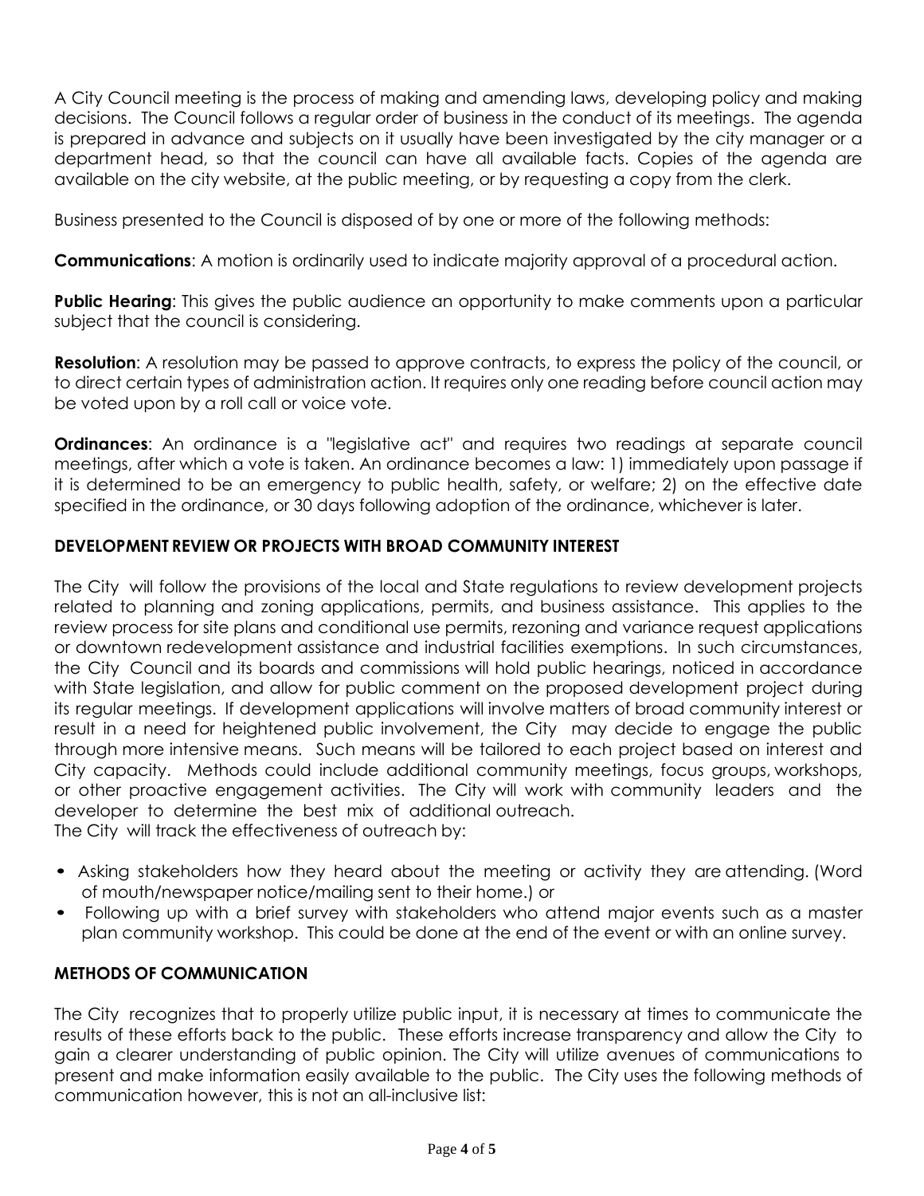A City Council meeting is the process of making and amending laws, developing policy and making decisions. The Council follows a regular order of business in the conduct of its meetings. The agenda is prepared in advance and subjects on it usually have been investigated by the city manager or a department head, so that the council can have all available facts. Copies of the agenda are available on the city website, at the public meeting, or by requesting a copy from the clerk.

Business presented to the Council is disposed of by one or more of the following methods:

**Communications**: A motion is ordinarily used to indicate majority approval of a procedural action.

**Public Hearing**: This gives the public audience an opportunity to make comments upon a particular subject that the council is considering.

**Resolution**: A resolution may be passed to approve contracts, to express the policy of the council, or to direct certain types of administration action. It requires only one reading before council action may be voted upon by a roll call or voice vote.

**Ordinances**: An ordinance is a "legislative act" and requires two readings at separate council meetings, after which a vote is taken. An ordinance becomes a law: 1) immediately upon passage if it is determined to be an emergency to public health, safety, or welfare; 2) on the effective date specified in the ordinance, or 30 days following adoption of the ordinance, whichever is later.

## DEVELOPMENT REVIEW OR PROJECTS WITH BROAD COMMUNITY INTEREST

The City will follow the provisions of the local and State regulations to review development projects related to planning and zoning applications, permits, and business assistance. This applies to the review process for site plans and conditional use permits, rezoning and variance request applications or downtown redevelopment assistance and industrial facilities exemptions. In such circumstances, the City Council and its boards and commissions will hold public hearings, noticed in accordance with State legislation, and allow for public comment on the proposed development project during its regular meetings. If development applications will involve matters of broad community interest or result in a need for heightened public involvement, the City may decide to engage the public through more intensive means. Such means will be tailored to each project based on interest and City capacity. Methods could include additional community meetings, focus groups, workshops, or other proactive engagement activities. The City will work with community leaders and the developer to determine the best mix of additional outreach.
The City will track the effectiveness of outreach by:

- Asking stakeholders how they heard about the meeting or activity they are attending. (Word of mouth/newspaper notice/mailing sent to their home.) or
- Following up with a brief survey with stakeholders who attend major events such as a master plan community workshop. This could be done at the end of the event or with an online survey.

## METHODS OF COMMUNICATION

The City recognizes that to properly utilize public input, it is necessary at times to communicate the results of these efforts back to the public. These efforts increase transparency and allow the City to gain a clearer understanding of public opinion. The City will utilize avenues of communications to present and make information easily available to the public. The City uses the following methods of communication however, this is not an all-inclusive list: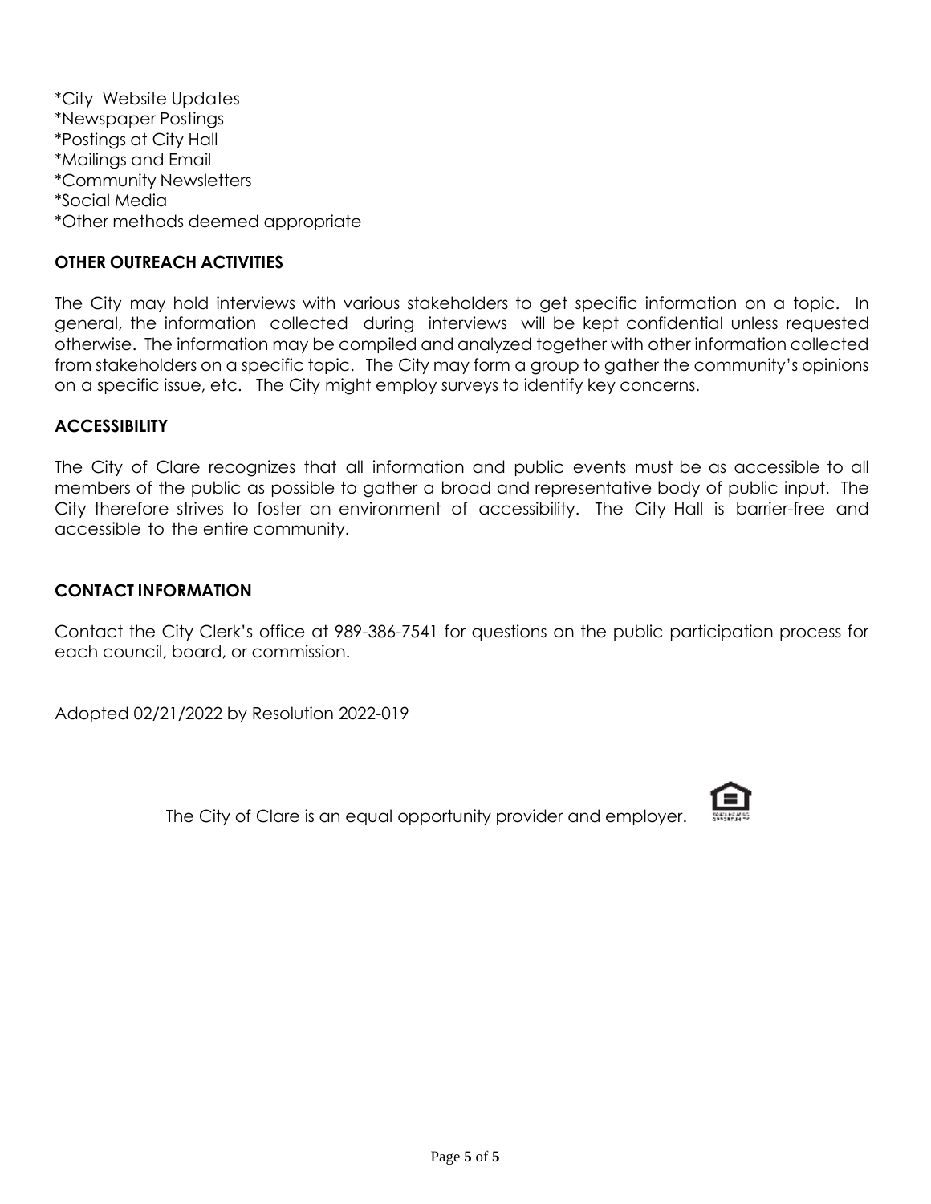*City Website Updates
*Newspaper Postings
*Postings at City Hall
*Mailings and Email
*Community Newsletters
*Social Media
*Other methods deemed appropriate

**OTHER OUTREACH ACTIVITIES**

The City may hold interviews with various stakeholders to get specific information on a topic. In general, the information collected during interviews will be kept confidential unless requested otherwise. The information may be compiled and analyzed together with other information collected from stakeholders on a specific topic. The City may form a group to gather the community's opinions on a specific issue, etc. The City might employ surveys to identify key concerns.

**ACCESSIBILITY**

The City of Clare recognizes that all information and public events must be as accessible to all members of the public as possible to gather a broad and representative body of public input. The City therefore strives to foster an environment of accessibility. The City Hall is barrier-free and accessible to the entire community.

**CONTACT INFORMATION**

Contact the City Clerk's office at 989-386-7541 for questions on the public participation process for each council, board, or commission.

Adopted 02/21/2022 by Resolution 2022-019

The City of Clare is an equal opportunity provider and employer.